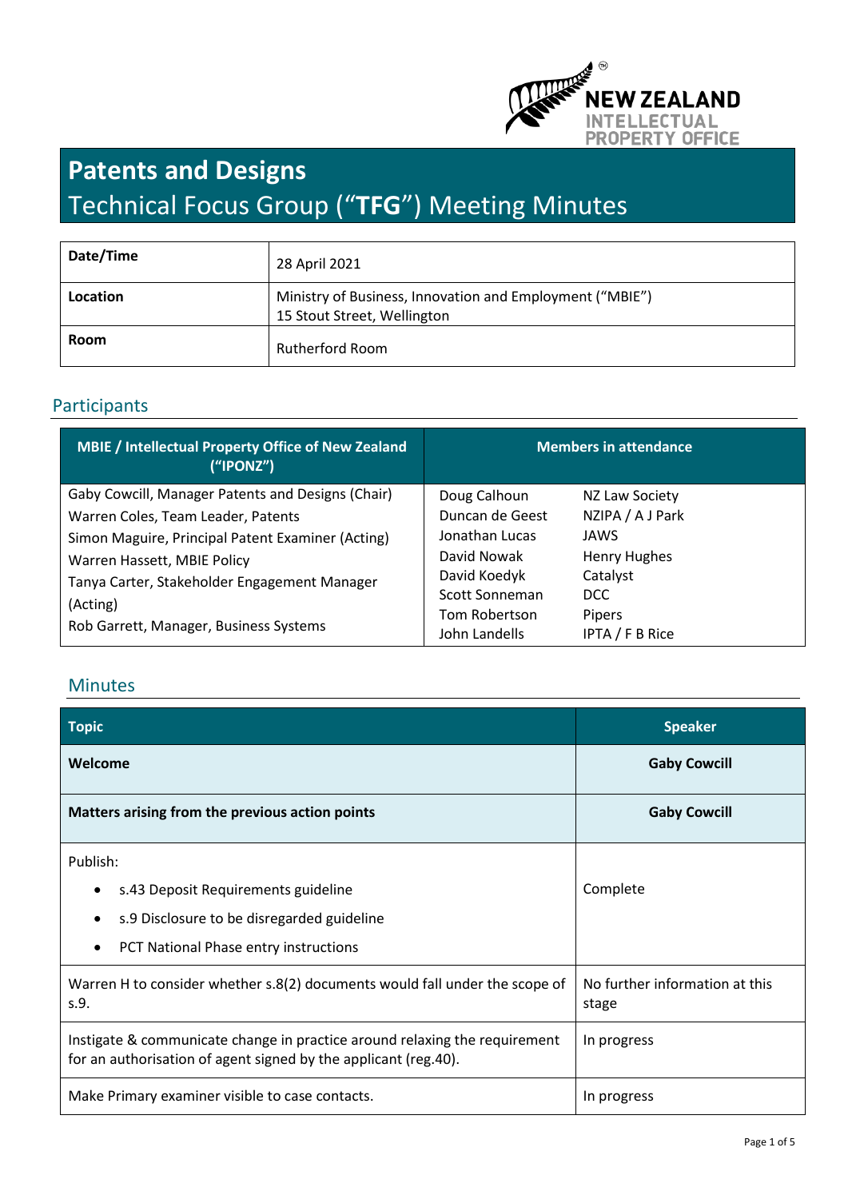# Patents and Designs

## Technical Focus Group ("**TFG**") Meeting Minutes

| | |
|---|---|
| **Date/Time** | 28 April 2021 |
| **Location** | Ministry of Business, Innovation and Employment ("MBIE")<br>15 Stout Street, Wellington |
| **Room** | Rutherford Room |

## Participants

| MBIE / Intellectual Property Office of New Zealand ("IPONZ") | Members in attendance | |
|---|---|---|
| Gaby Cowcill, Manager Patents and Designs (Chair) | Doug Calhoun | NZ Law Society |
| Warren Coles, Team Leader, Patents | Duncan de Geest | NZIPA / A J Park |
| Simon Maguire, Principal Patent Examiner (Acting) | Jonathan Lucas | JAWS |
| Warren Hassett, MBIE Policy | David Nowak | Henry Hughes |
| Tanya Carter, Stakeholder Engagement Manager (Acting) | David Koedyk | Catalyst |
| | Scott Sonneman | DCC |
| Rob Garrett, Manager, Business Systems | Tom Robertson | Pipers |
| | John Landells | IPTA / F B Rice |

## Minutes

| Topic | Speaker |
|---|---|
| **Welcome** | **Gaby Cowcill** |
| **Matters arising from the previous action points** | **Gaby Cowcill** |
| Publish:<br>• s.43 Deposit Requirements guideline<br>• s.9 Disclosure to be disregarded guideline<br>• PCT National Phase entry instructions | Complete |
| Warren H to consider whether s.8(2) documents would fall under the scope of s.9. | No further information at this stage |
| Instigate & communicate change in practice around relaxing the requirement for an authorisation of agent signed by the applicant (reg.40). | In progress |
| Make Primary examiner visible to case contacts. | In progress |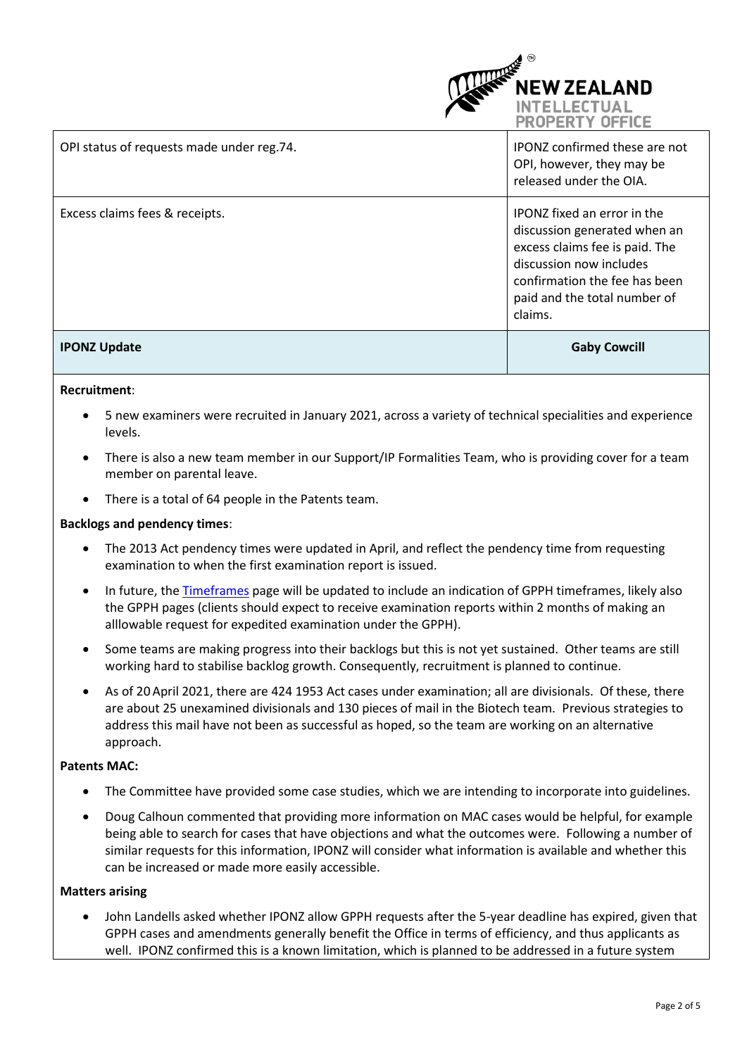| | |
|---|---|
| OPI status of requests made under reg.74. | IPONZ confirmed these are not OPI, however, they may be released under the OIA. |
| Excess claims fees & receipts. | IPONZ fixed an error in the discussion generated when an excess claims fee is paid. The discussion now includes confirmation the fee has been paid and the total number of claims. |
| **IPONZ Update** | **Gaby Cowcill** |

**Recruitment**:

- 5 new examiners were recruited in January 2021, across a variety of technical specialities and experience levels.
- There is also a new team member in our Support/IP Formalities Team, who is providing cover for a team member on parental leave.
- There is a total of 64 people in the Patents team.

**Backlogs and pendency times**:

- The 2013 Act pendency times were updated in April, and reflect the pendency time from requesting examination to when the first examination report is issued.
- In future, the Timeframes page will be updated to include an indication of GPPH timeframes, likely also the GPPH pages (clients should expect to receive examination reports within 2 months of making an alllowable request for expedited examination under the GPPH).
- Some teams are making progress into their backlogs but this is not yet sustained. Other teams are still working hard to stabilise backlog growth. Consequently, recruitment is planned to continue.
- As of 20 April 2021, there are 424 1953 Act cases under examination; all are divisionals. Of these, there are about 25 unexamined divisionals and 130 pieces of mail in the Biotech team. Previous strategies to address this mail have not been as successful as hoped, so the team are working on an alternative approach.

**Patents MAC:**

- The Committee have provided some case studies, which we are intending to incorporate into guidelines.
- Doug Calhoun commented that providing more information on MAC cases would be helpful, for example being able to search for cases that have objections and what the outcomes were. Following a number of similar requests for this information, IPONZ will consider what information is available and whether this can be increased or made more easily accessible.

**Matters arising**

- John Landells asked whether IPONZ allow GPPH requests after the 5-year deadline has expired, given that GPPH cases and amendments generally benefit the Office in terms of efficiency, and thus applicants as well. IPONZ confirmed this is a known limitation, which is planned to be addressed in a future system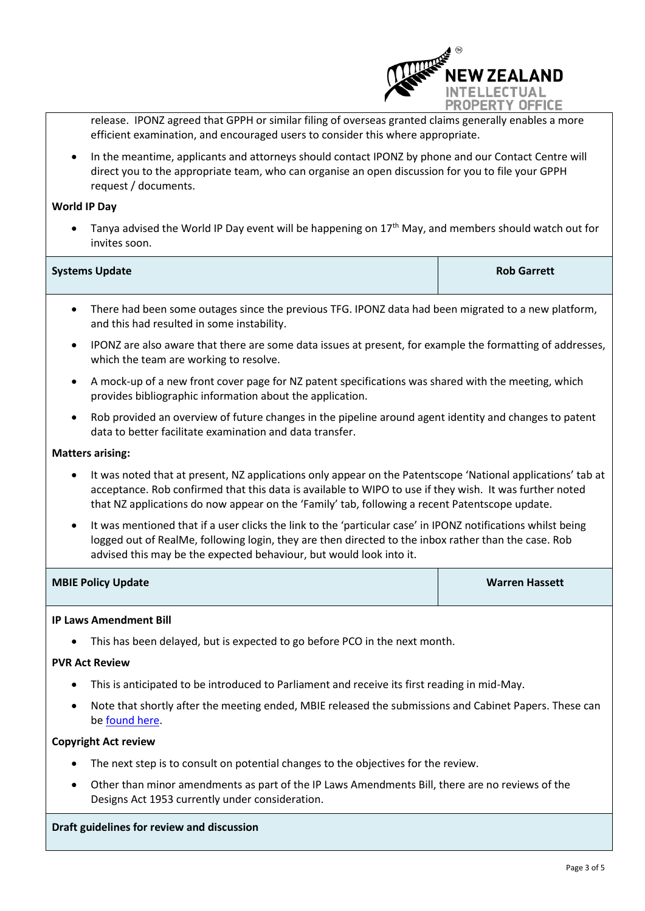release. IPONZ agreed that GPPH or similar filing of overseas granted claims generally enables a more efficient examination, and encouraged users to consider this where appropriate.

- In the meantime, applicants and attorneys should contact IPONZ by phone and our Contact Centre will direct you to the appropriate team, who can organise an open discussion for you to file your GPPH request / documents.

**World IP Day**

- Tanya advised the World IP Day event will be happening on 17th May, and members should watch out for invites soon.

| **Systems Update** | **Rob Garrett** |
| --- | --- |

- There had been some outages since the previous TFG. IPONZ data had been migrated to a new platform, and this had resulted in some instability.
- IPONZ are also aware that there are some data issues at present, for example the formatting of addresses, which the team are working to resolve.
- A mock-up of a new front cover page for NZ patent specifications was shared with the meeting, which provides bibliographic information about the application.
- Rob provided an overview of future changes in the pipeline around agent identity and changes to patent data to better facilitate examination and data transfer.

**Matters arising:**

- It was noted that at present, NZ applications only appear on the Patentscope 'National applications' tab at acceptance. Rob confirmed that this data is available to WIPO to use if they wish. It was further noted that NZ applications do now appear on the 'Family' tab, following a recent Patentscope update.
- It was mentioned that if a user clicks the link to the 'particular case' in IPONZ notifications whilst being logged out of RealMe, following login, they are then directed to the inbox rather than the case. Rob advised this may be the expected behaviour, but would look into it.

| **MBIE Policy Update** | **Warren Hassett** |
| --- | --- |

**IP Laws Amendment Bill**

- This has been delayed, but is expected to go before PCO in the next month.

**PVR Act Review**

- This is anticipated to be introduced to Parliament and receive its first reading in mid-May.
- Note that shortly after the meeting ended, MBIE released the submissions and Cabinet Papers. These can be found here.

**Copyright Act review**

- The next step is to consult on potential changes to the objectives for the review.
- Other than minor amendments as part of the IP Laws Amendments Bill, there are no reviews of the Designs Act 1953 currently under consideration.

**Draft guidelines for review and discussion**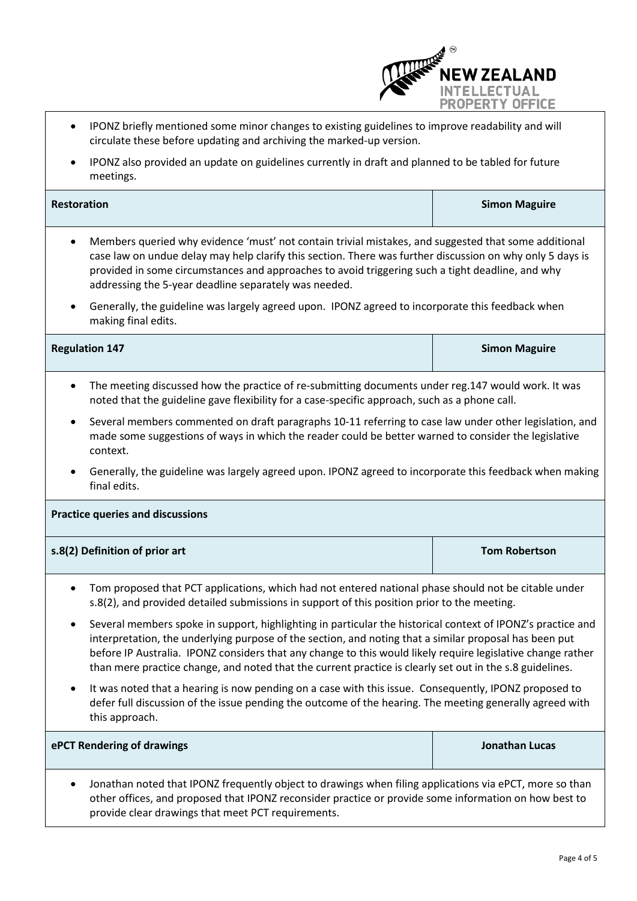- IPONZ briefly mentioned some minor changes to existing guidelines to improve readability and will circulate these before updating and archiving the marked-up version.
- IPONZ also provided an update on guidelines currently in draft and planned to be tabled for future meetings.

| **Restoration** | **Simon Maguire** |
|---|---|

- Members queried why evidence 'must' not contain trivial mistakes, and suggested that some additional case law on undue delay may help clarify this section. There was further discussion on why only 5 days is provided in some circumstances and approaches to avoid triggering such a tight deadline, and why addressing the 5-year deadline separately was needed.
- Generally, the guideline was largely agreed upon. IPONZ agreed to incorporate this feedback when making final edits.

| **Regulation 147** | **Simon Maguire** |
|---|---|

- The meeting discussed how the practice of re-submitting documents under reg.147 would work. It was noted that the guideline gave flexibility for a case-specific approach, such as a phone call.
- Several members commented on draft paragraphs 10-11 referring to case law under other legislation, and made some suggestions of ways in which the reader could be better warned to consider the legislative context.
- Generally, the guideline was largely agreed upon. IPONZ agreed to incorporate this feedback when making final edits.

**Practice queries and discussions**

| **s.8(2) Definition of prior art** | **Tom Robertson** |
|---|---|

- Tom proposed that PCT applications, which had not entered national phase should not be citable under s.8(2), and provided detailed submissions in support of this position prior to the meeting.
- Several members spoke in support, highlighting in particular the historical context of IPONZ's practice and interpretation, the underlying purpose of the section, and noting that a similar proposal has been put before IP Australia. IPONZ considers that any change to this would likely require legislative change rather than mere practice change, and noted that the current practice is clearly set out in the s.8 guidelines.
- It was noted that a hearing is now pending on a case with this issue. Consequently, IPONZ proposed to defer full discussion of the issue pending the outcome of the hearing. The meeting generally agreed with this approach.

| **ePCT Rendering of drawings** | **Jonathan Lucas** |
|---|---|

- Jonathan noted that IPONZ frequently object to drawings when filing applications via ePCT, more so than other offices, and proposed that IPONZ reconsider practice or provide some information on how best to provide clear drawings that meet PCT requirements.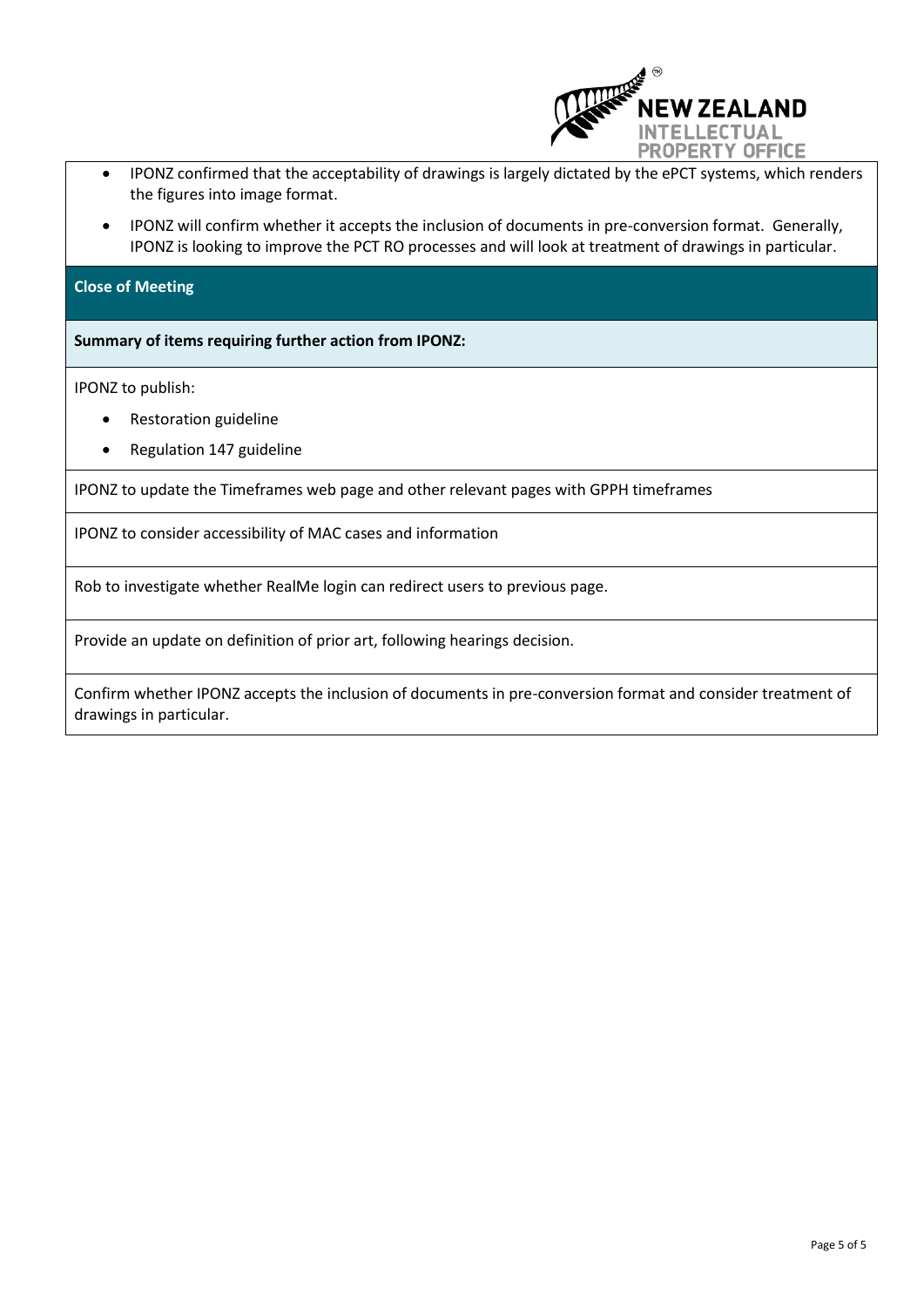- IPONZ confirmed that the acceptability of drawings is largely dictated by the ePCT systems, which renders the figures into image format.
- IPONZ will confirm whether it accepts the inclusion of documents in pre-conversion format. Generally, IPONZ is looking to improve the PCT RO processes and will look at treatment of drawings in particular.

## Close of Meeting

**Summary of items requiring further action from IPONZ:**

IPONZ to publish:

- Restoration guideline
- Regulation 147 guideline

IPONZ to update the Timeframes web page and other relevant pages with GPPH timeframes

IPONZ to consider accessibility of MAC cases and information

Rob to investigate whether RealMe login can redirect users to previous page.

Provide an update on definition of prior art, following hearings decision.

Confirm whether IPONZ accepts the inclusion of documents in pre-conversion format and consider treatment of drawings in particular.